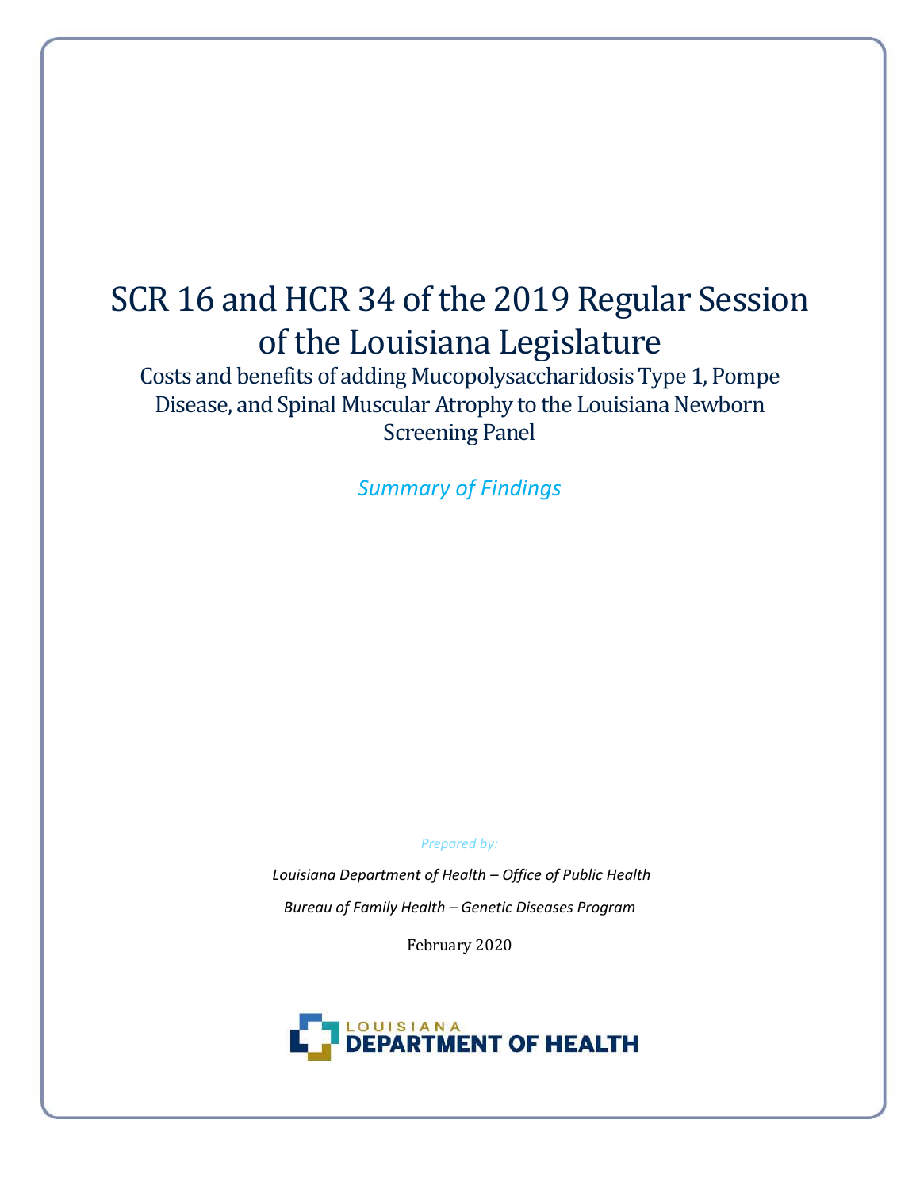# SCR 16 and HCR 34 of the 2019 Regular Session of the Louisiana Legislature

Costs and benefits of adding Mucopolysaccharidosis Type 1, Pompe Disease, and Spinal Muscular Atrophy to the Louisiana Newborn Screening Panel

*Summary of Findings*

*Prepared by:*

*Louisiana Department of Health – Office of Public Health*

*Bureau of Family Health – Genetic Diseases Program*

February 2020

LOUISIANA DEPARTMENT OF HEALTH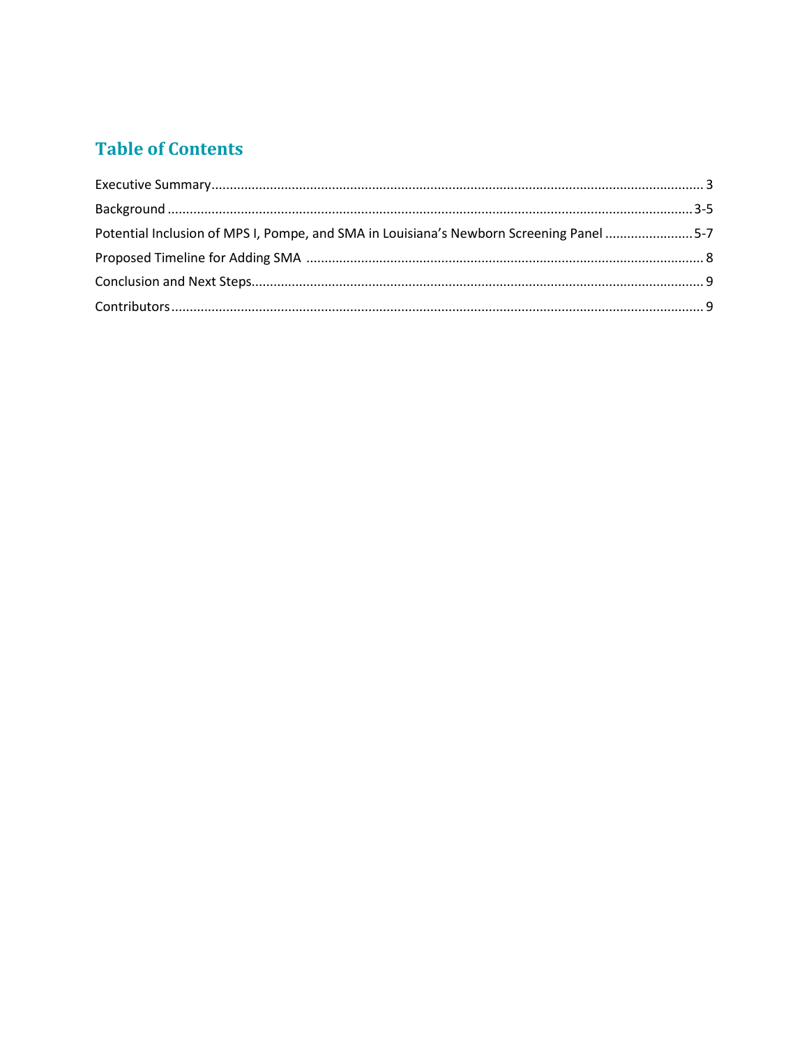## Table of Contents

Executive Summary ........................................................................................................................................ 3

Background ................................................................................................................................................ 3-5

Potential Inclusion of MPS I, Pompe, and SMA in Louisiana's Newborn Screening Panel ........................ 5-7

Proposed Timeline for Adding SMA ............................................................................................................ 8

Conclusion and Next Steps........................................................................................................................... 9

Contributors .................................................................................................................................................. 9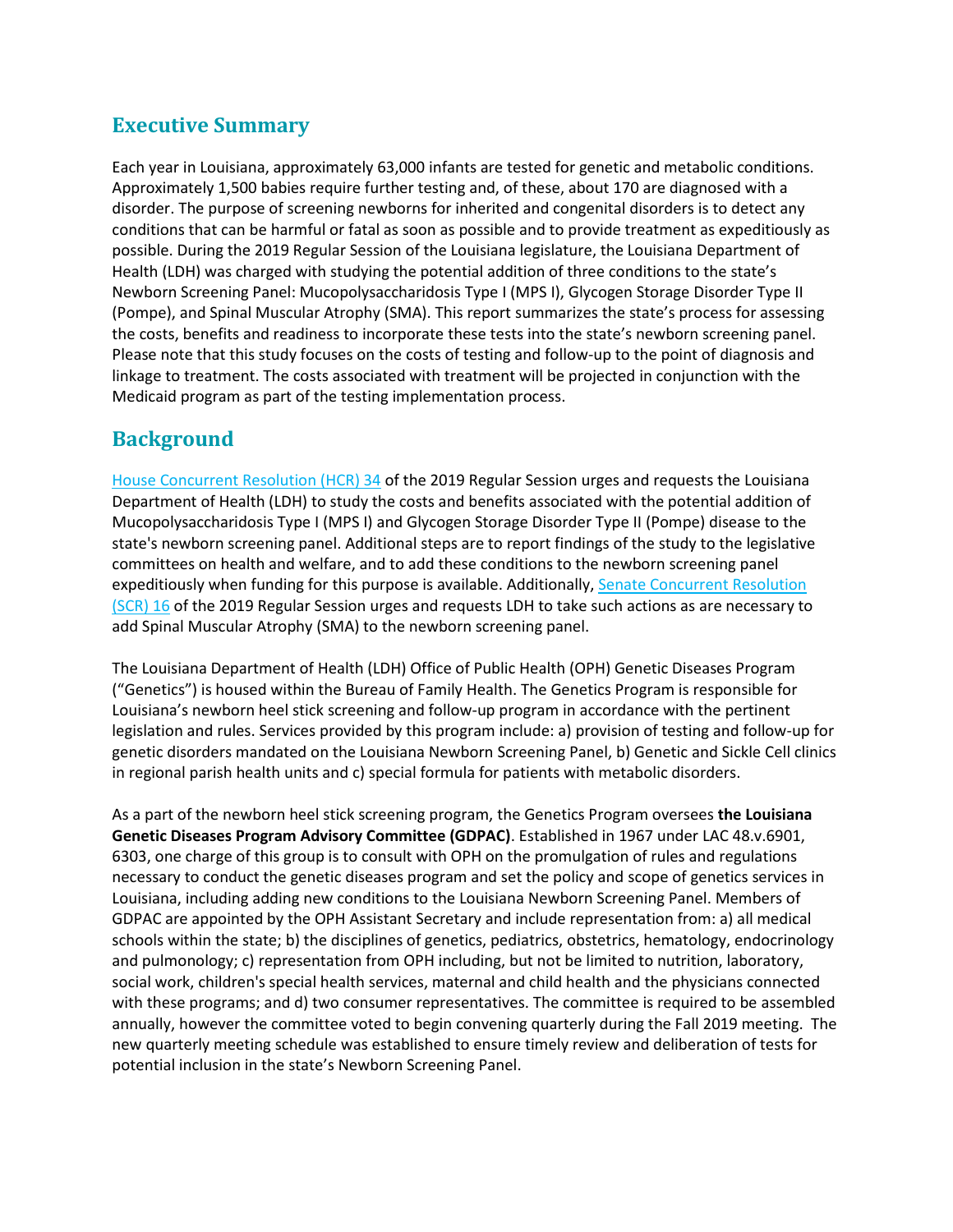## Executive Summary

Each year in Louisiana, approximately 63,000 infants are tested for genetic and metabolic conditions. Approximately 1,500 babies require further testing and, of these, about 170 are diagnosed with a disorder. The purpose of screening newborns for inherited and congenital disorders is to detect any conditions that can be harmful or fatal as soon as possible and to provide treatment as expeditiously as possible. During the 2019 Regular Session of the Louisiana legislature, the Louisiana Department of Health (LDH) was charged with studying the potential addition of three conditions to the state's Newborn Screening Panel: Mucopolysaccharidosis Type I (MPS I), Glycogen Storage Disorder Type II (Pompe), and Spinal Muscular Atrophy (SMA). This report summarizes the state's process for assessing the costs, benefits and readiness to incorporate these tests into the state's newborn screening panel. Please note that this study focuses on the costs of testing and follow-up to the point of diagnosis and linkage to treatment. The costs associated with treatment will be projected in conjunction with the Medicaid program as part of the testing implementation process.

## Background

House Concurrent Resolution (HCR) 34 of the 2019 Regular Session urges and requests the Louisiana Department of Health (LDH) to study the costs and benefits associated with the potential addition of Mucopolysaccharidosis Type I (MPS I) and Glycogen Storage Disorder Type II (Pompe) disease to the state's newborn screening panel. Additional steps are to report findings of the study to the legislative committees on health and welfare, and to add these conditions to the newborn screening panel expeditiously when funding for this purpose is available. Additionally, Senate Concurrent Resolution (SCR) 16 of the 2019 Regular Session urges and requests LDH to take such actions as are necessary to add Spinal Muscular Atrophy (SMA) to the newborn screening panel.

The Louisiana Department of Health (LDH) Office of Public Health (OPH) Genetic Diseases Program ("Genetics") is housed within the Bureau of Family Health. The Genetics Program is responsible for Louisiana's newborn heel stick screening and follow-up program in accordance with the pertinent legislation and rules. Services provided by this program include: a) provision of testing and follow-up for genetic disorders mandated on the Louisiana Newborn Screening Panel, b) Genetic and Sickle Cell clinics in regional parish health units and c) special formula for patients with metabolic disorders.

As a part of the newborn heel stick screening program, the Genetics Program oversees **the Louisiana Genetic Diseases Program Advisory Committee (GDPAC)**. Established in 1967 under LAC 48.v.6901, 6303, one charge of this group is to consult with OPH on the promulgation of rules and regulations necessary to conduct the genetic diseases program and set the policy and scope of genetics services in Louisiana, including adding new conditions to the Louisiana Newborn Screening Panel. Members of GDPAC are appointed by the OPH Assistant Secretary and include representation from: a) all medical schools within the state; b) the disciplines of genetics, pediatrics, obstetrics, hematology, endocrinology and pulmonology; c) representation from OPH including, but not be limited to nutrition, laboratory, social work, children's special health services, maternal and child health and the physicians connected with these programs; and d) two consumer representatives. The committee is required to be assembled annually, however the committee voted to begin convening quarterly during the Fall 2019 meeting. The new quarterly meeting schedule was established to ensure timely review and deliberation of tests for potential inclusion in the state's Newborn Screening Panel.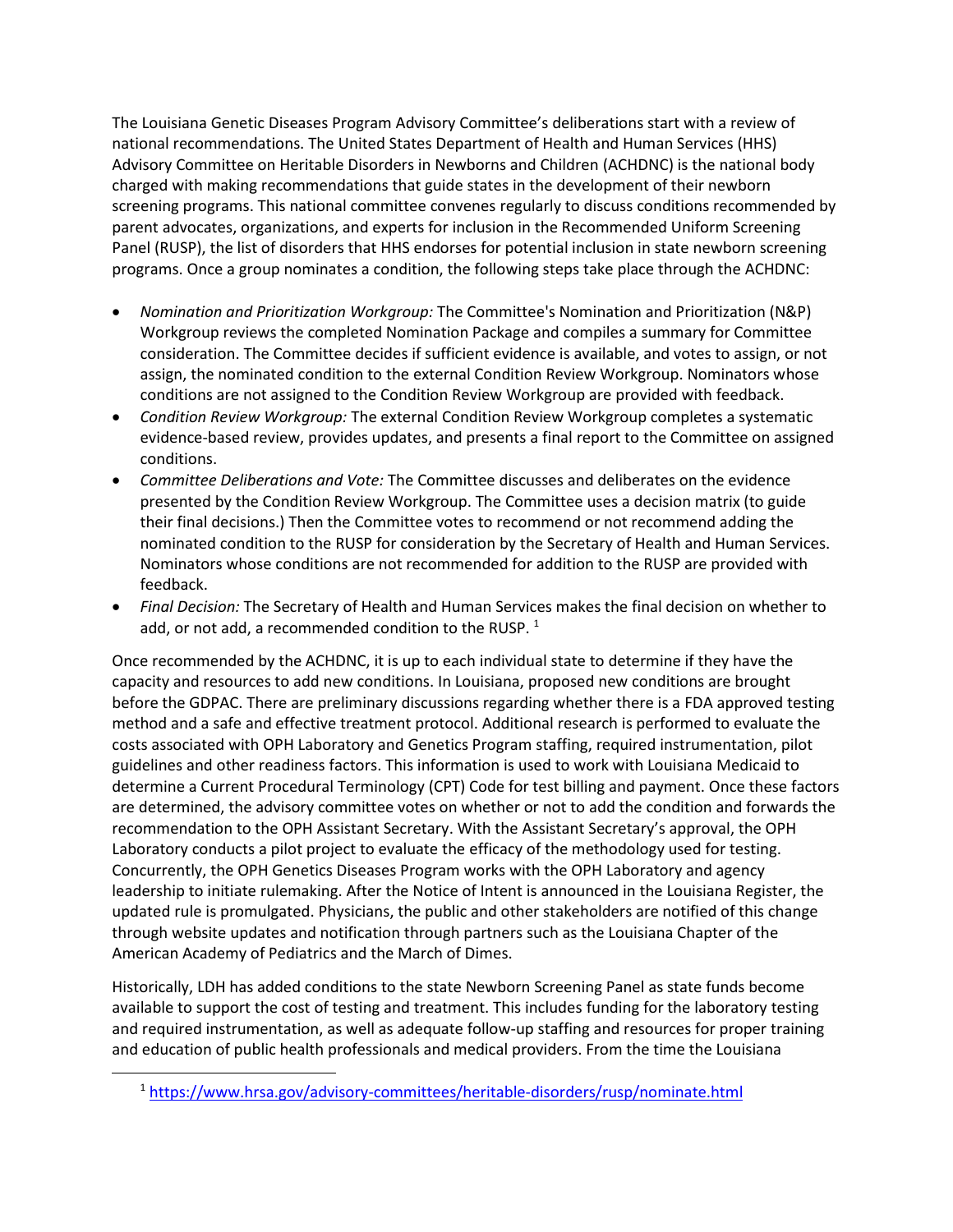The Louisiana Genetic Diseases Program Advisory Committee's deliberations start with a review of national recommendations. The United States Department of Health and Human Services (HHS) Advisory Committee on Heritable Disorders in Newborns and Children (ACHDNC) is the national body charged with making recommendations that guide states in the development of their newborn screening programs. This national committee convenes regularly to discuss conditions recommended by parent advocates, organizations, and experts for inclusion in the Recommended Uniform Screening Panel (RUSP), the list of disorders that HHS endorses for potential inclusion in state newborn screening programs. Once a group nominates a condition, the following steps take place through the ACHDNC:

- *Nomination and Prioritization Workgroup:* The Committee's Nomination and Prioritization (N&P) Workgroup reviews the completed Nomination Package and compiles a summary for Committee consideration. The Committee decides if sufficient evidence is available, and votes to assign, or not assign, the nominated condition to the external Condition Review Workgroup. Nominators whose conditions are not assigned to the Condition Review Workgroup are provided with feedback.
- *Condition Review Workgroup:* The external Condition Review Workgroup completes a systematic evidence-based review, provides updates, and presents a final report to the Committee on assigned conditions.
- *Committee Deliberations and Vote:* The Committee discusses and deliberates on the evidence presented by the Condition Review Workgroup. The Committee uses a decision matrix (to guide their final decisions.) Then the Committee votes to recommend or not recommend adding the nominated condition to the RUSP for consideration by the Secretary of Health and Human Services. Nominators whose conditions are not recommended for addition to the RUSP are provided with feedback.
- *Final Decision:* The Secretary of Health and Human Services makes the final decision on whether to add, or not add, a recommended condition to the RUSP. [1]

Once recommended by the ACHDNC, it is up to each individual state to determine if they have the capacity and resources to add new conditions. In Louisiana, proposed new conditions are brought before the GDPAC. There are preliminary discussions regarding whether there is a FDA approved testing method and a safe and effective treatment protocol. Additional research is performed to evaluate the costs associated with OPH Laboratory and Genetics Program staffing, required instrumentation, pilot guidelines and other readiness factors. This information is used to work with Louisiana Medicaid to determine a Current Procedural Terminology (CPT) Code for test billing and payment. Once these factors are determined, the advisory committee votes on whether or not to add the condition and forwards the recommendation to the OPH Assistant Secretary. With the Assistant Secretary's approval, the OPH Laboratory conducts a pilot project to evaluate the efficacy of the methodology used for testing. Concurrently, the OPH Genetics Diseases Program works with the OPH Laboratory and agency leadership to initiate rulemaking. After the Notice of Intent is announced in the Louisiana Register, the updated rule is promulgated. Physicians, the public and other stakeholders are notified of this change through website updates and notification through partners such as the Louisiana Chapter of the American Academy of Pediatrics and the March of Dimes.

Historically, LDH has added conditions to the state Newborn Screening Panel as state funds become available to support the cost of testing and treatment. This includes funding for the laboratory testing and required instrumentation, as well as adequate follow-up staffing and resources for proper training and education of public health professionals and medical providers. From the time the Louisiana

[1] https://www.hrsa.gov/advisory-committees/heritable-disorders/rusp/nominate.html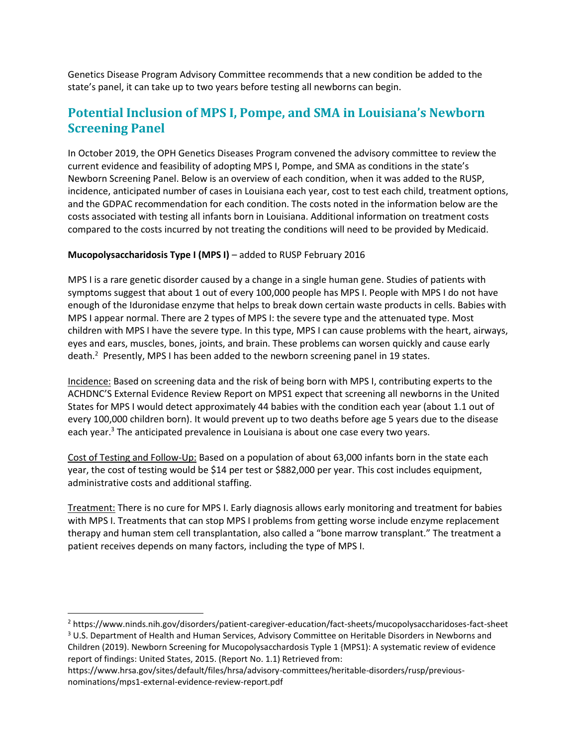Genetics Disease Program Advisory Committee recommends that a new condition be added to the state's panel, it can take up to two years before testing all newborns can begin.

## Potential Inclusion of MPS I, Pompe, and SMA in Louisiana's Newborn Screening Panel

In October 2019, the OPH Genetics Diseases Program convened the advisory committee to review the current evidence and feasibility of adopting MPS I, Pompe, and SMA as conditions in the state's Newborn Screening Panel. Below is an overview of each condition, when it was added to the RUSP, incidence, anticipated number of cases in Louisiana each year, cost to test each child, treatment options, and the GDPAC recommendation for each condition. The costs noted in the information below are the costs associated with testing all infants born in Louisiana. Additional information on treatment costs compared to the costs incurred by not treating the conditions will need to be provided by Medicaid.

**Mucopolysaccharidosis Type I (MPS I)** – added to RUSP February 2016

MPS I is a rare genetic disorder caused by a change in a single human gene. Studies of patients with symptoms suggest that about 1 out of every 100,000 people has MPS I. People with MPS I do not have enough of the Iduronidase enzyme that helps to break down certain waste products in cells. Babies with MPS I appear normal. There are 2 types of MPS I: the severe type and the attenuated type. Most children with MPS I have the severe type. In this type, MPS I can cause problems with the heart, airways, eyes and ears, muscles, bones, joints, and brain. These problems can worsen quickly and cause early death.[2] Presently, MPS I has been added to the newborn screening panel in 19 states.

Incidence: Based on screening data and the risk of being born with MPS I, contributing experts to the ACHDNC'S External Evidence Review Report on MPS1 expect that screening all newborns in the United States for MPS I would detect approximately 44 babies with the condition each year (about 1.1 out of every 100,000 children born). It would prevent up to two deaths before age 5 years due to the disease each year.[3] The anticipated prevalence in Louisiana is about one case every two years.

Cost of Testing and Follow-Up: Based on a population of about 63,000 infants born in the state each year, the cost of testing would be $14 per test or $882,000 per year. This cost includes equipment, administrative costs and additional staffing.

Treatment: There is no cure for MPS I. Early diagnosis allows early monitoring and treatment for babies with MPS I. Treatments that can stop MPS I problems from getting worse include enzyme replacement therapy and human stem cell transplantation, also called a "bone marrow transplant." The treatment a patient receives depends on many factors, including the type of MPS I.

---

[2] https://www.ninds.nih.gov/disorders/patient-caregiver-education/fact-sheets/mucopolysaccharidoses-fact-sheet

[3] U.S. Department of Health and Human Services, Advisory Committee on Heritable Disorders in Newborns and Children (2019). Newborn Screening for Mucopolysaccharidosis Typle 1 {MPS1): A systematic review of evidence report of findings: United States, 2015. (Report No. 1.1) Retrieved from: https://www.hrsa.gov/sites/default/files/hrsa/advisory-committees/heritable-disorders/rusp/previous-nominations/mps1-external-evidence-review-report.pdf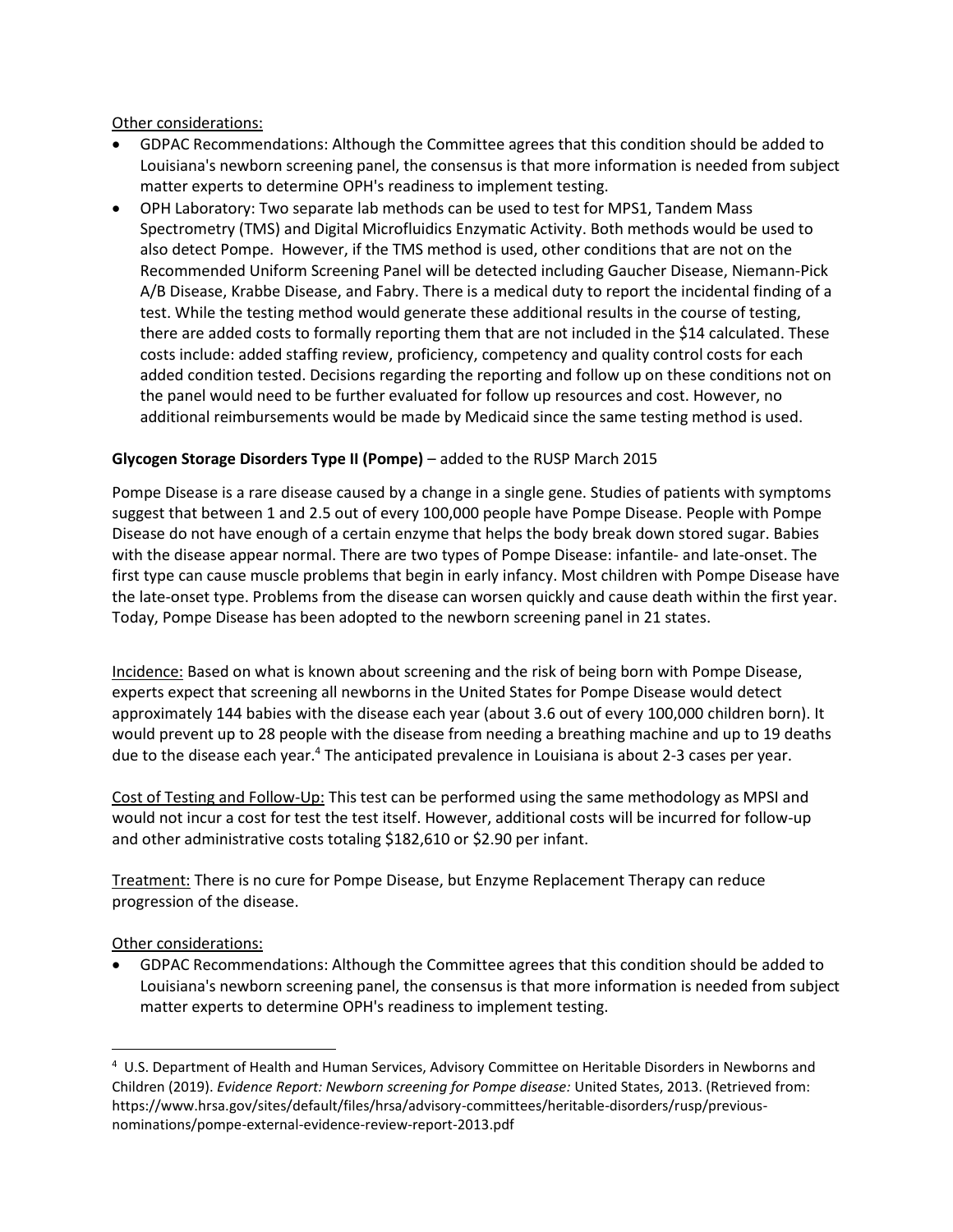Other considerations:

- GDPAC Recommendations: Although the Committee agrees that this condition should be added to Louisiana's newborn screening panel, the consensus is that more information is needed from subject matter experts to determine OPH's readiness to implement testing.
- OPH Laboratory: Two separate lab methods can be used to test for MPS1, Tandem Mass Spectrometry (TMS) and Digital Microfluidics Enzymatic Activity. Both methods would be used to also detect Pompe. However, if the TMS method is used, other conditions that are not on the Recommended Uniform Screening Panel will be detected including Gaucher Disease, Niemann-Pick A/B Disease, Krabbe Disease, and Fabry. There is a medical duty to report the incidental finding of a test. While the testing method would generate these additional results in the course of testing, there are added costs to formally reporting them that are not included in the $14 calculated. These costs include: added staffing review, proficiency, competency and quality control costs for each added condition tested. Decisions regarding the reporting and follow up on these conditions not on the panel would need to be further evaluated for follow up resources and cost. However, no additional reimbursements would be made by Medicaid since the same testing method is used.

**Glycogen Storage Disorders Type II (Pompe)** – added to the RUSP March 2015

Pompe Disease is a rare disease caused by a change in a single gene. Studies of patients with symptoms suggest that between 1 and 2.5 out of every 100,000 people have Pompe Disease. People with Pompe Disease do not have enough of a certain enzyme that helps the body break down stored sugar. Babies with the disease appear normal. There are two types of Pompe Disease: infantile- and late-onset. The first type can cause muscle problems that begin in early infancy. Most children with Pompe Disease have the late-onset type. Problems from the disease can worsen quickly and cause death within the first year. Today, Pompe Disease has been adopted to the newborn screening panel in 21 states.

Incidence: Based on what is known about screening and the risk of being born with Pompe Disease, experts expect that screening all newborns in the United States for Pompe Disease would detect approximately 144 babies with the disease each year (about 3.6 out of every 100,000 children born). It would prevent up to 28 people with the disease from needing a breathing machine and up to 19 deaths due to the disease each year.[4] The anticipated prevalence in Louisiana is about 2-3 cases per year.

Cost of Testing and Follow-Up: This test can be performed using the same methodology as MPSI and would not incur a cost for test the test itself. However, additional costs will be incurred for follow-up and other administrative costs totaling $182,610 or $2.90 per infant.

Treatment: There is no cure for Pompe Disease, but Enzyme Replacement Therapy can reduce progression of the disease.

Other considerations:

- GDPAC Recommendations: Although the Committee agrees that this condition should be added to Louisiana's newborn screening panel, the consensus is that more information is needed from subject matter experts to determine OPH's readiness to implement testing.

[4] U.S. Department of Health and Human Services, Advisory Committee on Heritable Disorders in Newborns and Children (2019). *Evidence Report: Newborn screening for Pompe disease:* United States, 2013. (Retrieved from: https://www.hrsa.gov/sites/default/files/hrsa/advisory-committees/heritable-disorders/rusp/previous-nominations/pompe-external-evidence-review-report-2013.pdf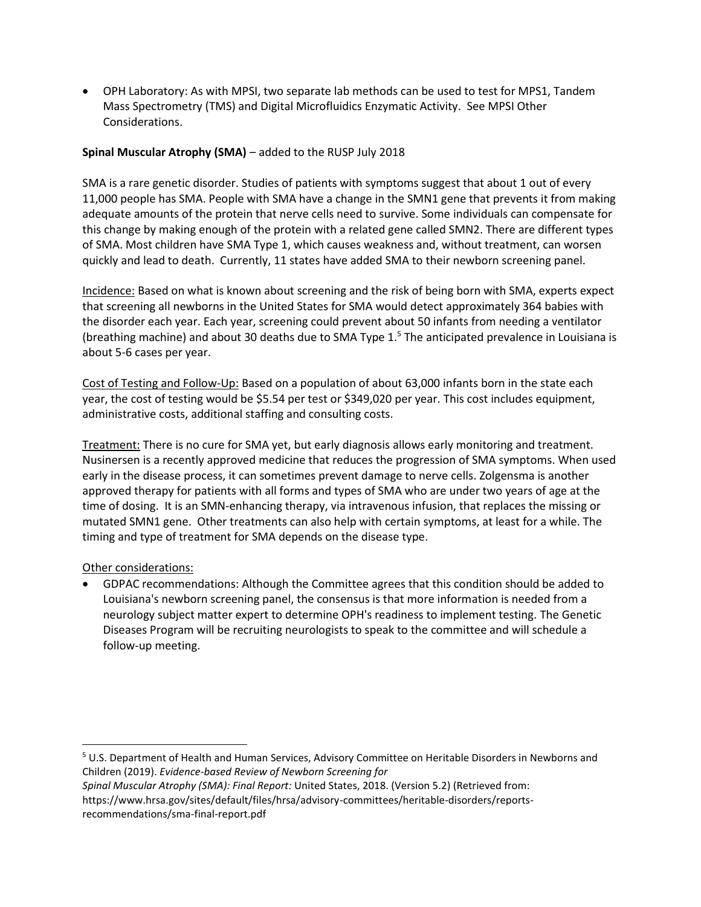- OPH Laboratory: As with MPSI, two separate lab methods can be used to test for MPS1, Tandem Mass Spectrometry (TMS) and Digital Microfluidics Enzymatic Activity. See MPSI Other Considerations.

**Spinal Muscular Atrophy (SMA)** – added to the RUSP July 2018

SMA is a rare genetic disorder. Studies of patients with symptoms suggest that about 1 out of every 11,000 people has SMA. People with SMA have a change in the SMN1 gene that prevents it from making adequate amounts of the protein that nerve cells need to survive. Some individuals can compensate for this change by making enough of the protein with a related gene called SMN2. There are different types of SMA. Most children have SMA Type 1, which causes weakness and, without treatment, can worsen quickly and lead to death. Currently, 11 states have added SMA to their newborn screening panel.

Incidence: Based on what is known about screening and the risk of being born with SMA, experts expect that screening all newborns in the United States for SMA would detect approximately 364 babies with the disorder each year. Each year, screening could prevent about 50 infants from needing a ventilator (breathing machine) and about 30 deaths due to SMA Type 1.[5] The anticipated prevalence in Louisiana is about 5-6 cases per year.

Cost of Testing and Follow-Up: Based on a population of about 63,000 infants born in the state each year, the cost of testing would be $5.54 per test or $349,020 per year. This cost includes equipment, administrative costs, additional staffing and consulting costs.

Treatment: There is no cure for SMA yet, but early diagnosis allows early monitoring and treatment. Nusinersen is a recently approved medicine that reduces the progression of SMA symptoms. When used early in the disease process, it can sometimes prevent damage to nerve cells. Zolgensma is another approved therapy for patients with all forms and types of SMA who are under two years of age at the time of dosing. It is an SMN-enhancing therapy, via intravenous infusion, that replaces the missing or mutated SMN1 gene. Other treatments can also help with certain symptoms, at least for a while. The timing and type of treatment for SMA depends on the disease type.

Other considerations:

- GDPAC recommendations: Although the Committee agrees that this condition should be added to Louisiana's newborn screening panel, the consensus is that more information is needed from a neurology subject matter expert to determine OPH's readiness to implement testing. The Genetic Diseases Program will be recruiting neurologists to speak to the committee and will schedule a follow-up meeting.

---

[5] U.S. Department of Health and Human Services, Advisory Committee on Heritable Disorders in Newborns and Children (2019). *Evidence-based Review of Newborn Screening for Spinal Muscular Atrophy (SMA): Final Report:* United States, 2018. (Version 5.2) (Retrieved from: https://www.hrsa.gov/sites/default/files/hrsa/advisory-committees/heritable-disorders/reports-recommendations/sma-final-report.pdf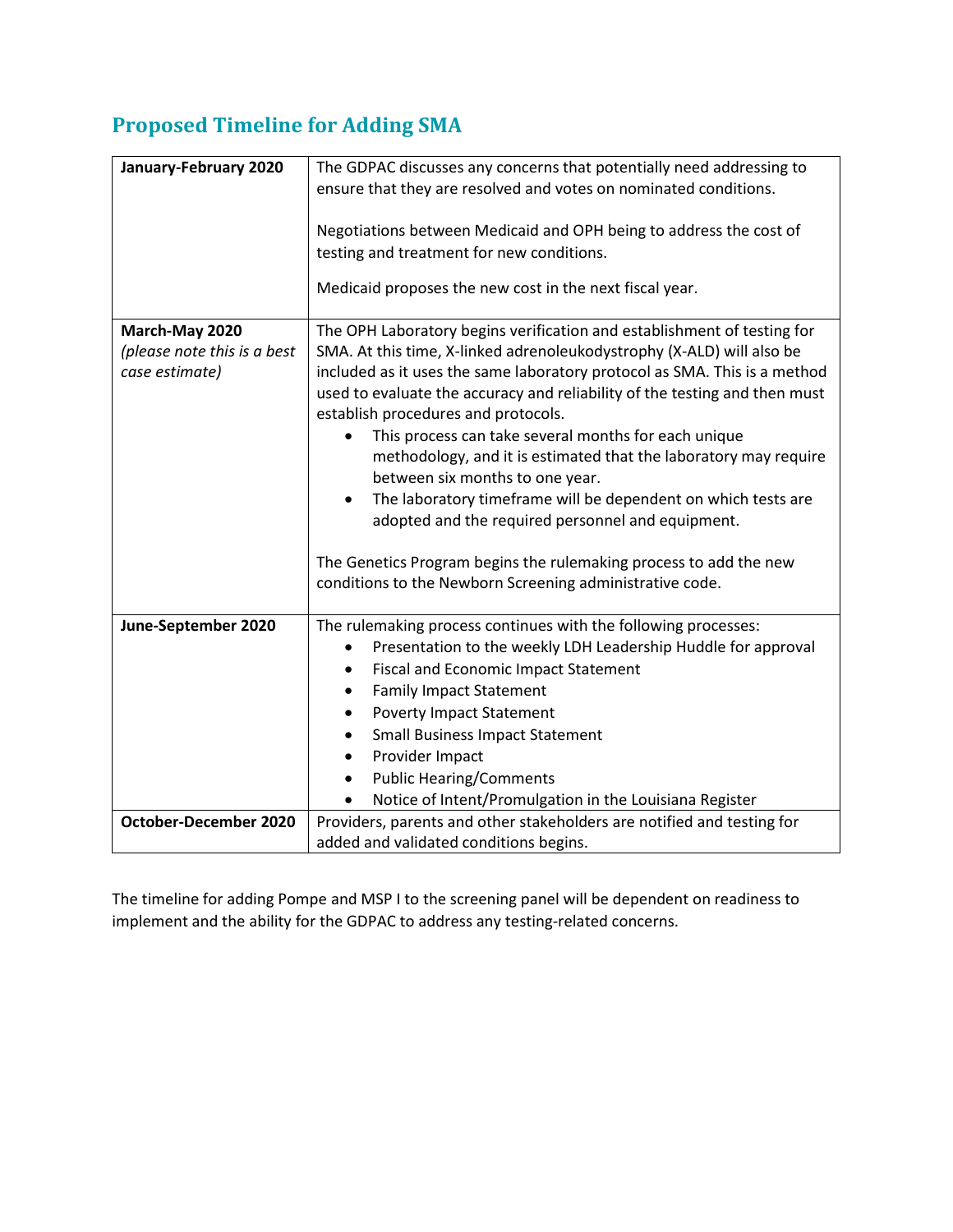## Proposed Timeline for Adding SMA

| | |
|---|---|
| **January-February 2020** | The GDPAC discusses any concerns that potentially need addressing to ensure that they are resolved and votes on nominated conditions.<br><br>Negotiations between Medicaid and OPH being to address the cost of testing and treatment for new conditions.<br><br>Medicaid proposes the new cost in the next fiscal year. |
| **March-May 2020** *(please note this is a best case estimate)* | The OPH Laboratory begins verification and establishment of testing for SMA. At this time, X-linked adrenoleukodystrophy (X-ALD) will also be included as it uses the same laboratory protocol as SMA. This is a method used to evaluate the accuracy and reliability of the testing and then must establish procedures and protocols.<br>• This process can take several months for each unique methodology, and it is estimated that the laboratory may require between six months to one year.<br>• The laboratory timeframe will be dependent on which tests are adopted and the required personnel and equipment.<br><br>The Genetics Program begins the rulemaking process to add the new conditions to the Newborn Screening administrative code. |
| **June-September 2020** | The rulemaking process continues with the following processes:<br>• Presentation to the weekly LDH Leadership Huddle for approval<br>• Fiscal and Economic Impact Statement<br>• Family Impact Statement<br>• Poverty Impact Statement<br>• Small Business Impact Statement<br>• Provider Impact<br>• Public Hearing/Comments<br>• Notice of Intent/Promulgation in the Louisiana Register |
| **October-December 2020** | Providers, parents and other stakeholders are notified and testing for added and validated conditions begins. |

The timeline for adding Pompe and MSP I to the screening panel will be dependent on readiness to implement and the ability for the GDPAC to address any testing-related concerns.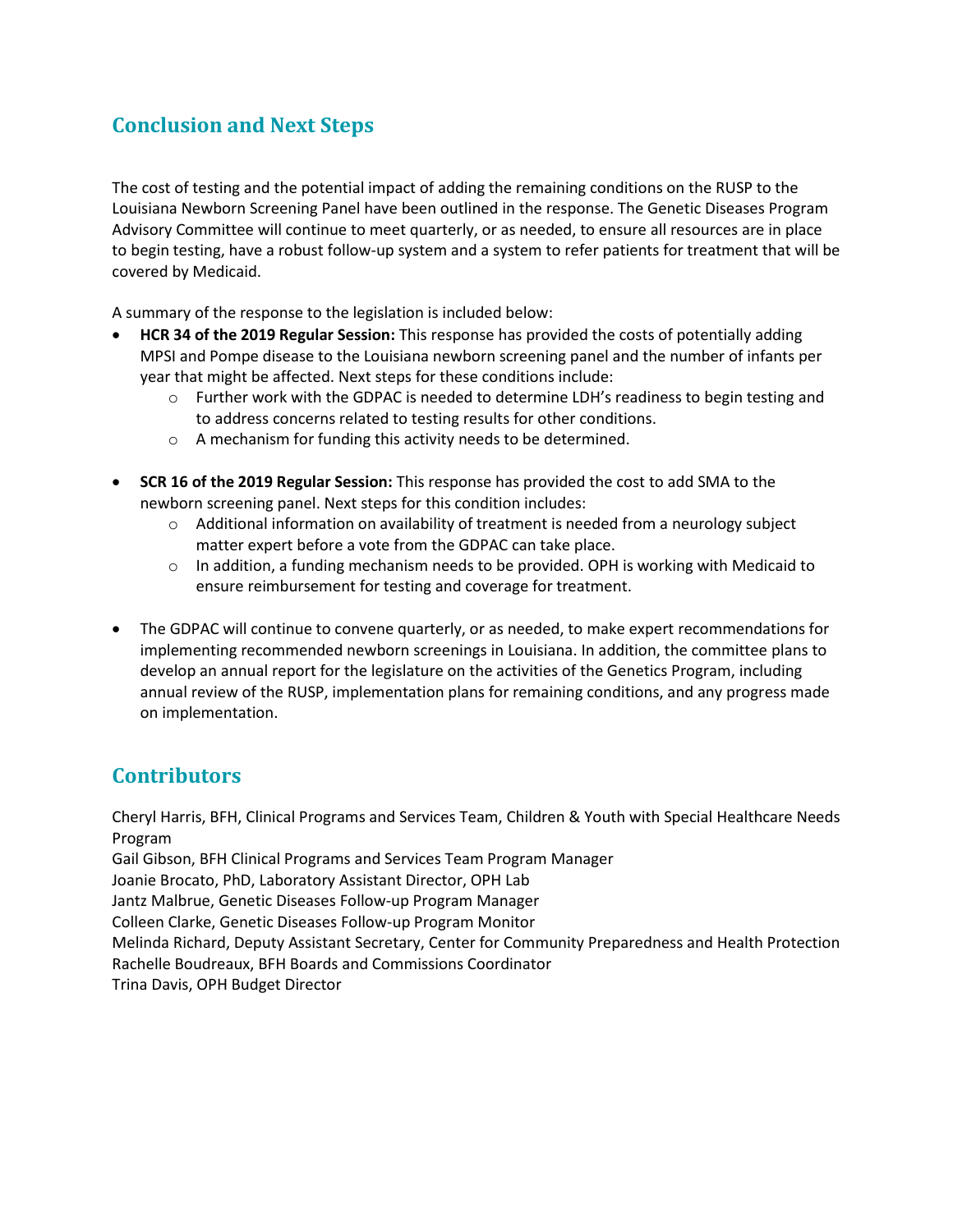## Conclusion and Next Steps

The cost of testing and the potential impact of adding the remaining conditions on the RUSP to the Louisiana Newborn Screening Panel have been outlined in the response. The Genetic Diseases Program Advisory Committee will continue to meet quarterly, or as needed, to ensure all resources are in place to begin testing, have a robust follow-up system and a system to refer patients for treatment that will be covered by Medicaid.

A summary of the response to the legislation is included below:

- **HCR 34 of the 2019 Regular Session:** This response has provided the costs of potentially adding MPSI and Pompe disease to the Louisiana newborn screening panel and the number of infants per year that might be affected. Next steps for these conditions include:
  - Further work with the GDPAC is needed to determine LDH's readiness to begin testing and to address concerns related to testing results for other conditions.
  - A mechanism for funding this activity needs to be determined.

- **SCR 16 of the 2019 Regular Session:** This response has provided the cost to add SMA to the newborn screening panel. Next steps for this condition includes:
  - Additional information on availability of treatment is needed from a neurology subject matter expert before a vote from the GDPAC can take place.
  - In addition, a funding mechanism needs to be provided. OPH is working with Medicaid to ensure reimbursement for testing and coverage for treatment.

- The GDPAC will continue to convene quarterly, or as needed, to make expert recommendations for implementing recommended newborn screenings in Louisiana. In addition, the committee plans to develop an annual report for the legislature on the activities of the Genetics Program, including annual review of the RUSP, implementation plans for remaining conditions, and any progress made on implementation.

## Contributors

Cheryl Harris, BFH, Clinical Programs and Services Team, Children & Youth with Special Healthcare Needs Program
Gail Gibson, BFH Clinical Programs and Services Team Program Manager
Joanie Brocato, PhD, Laboratory Assistant Director, OPH Lab
Jantz Malbrue, Genetic Diseases Follow-up Program Manager
Colleen Clarke, Genetic Diseases Follow-up Program Monitor
Melinda Richard, Deputy Assistant Secretary, Center for Community Preparedness and Health Protection
Rachelle Boudreaux, BFH Boards and Commissions Coordinator
Trina Davis, OPH Budget Director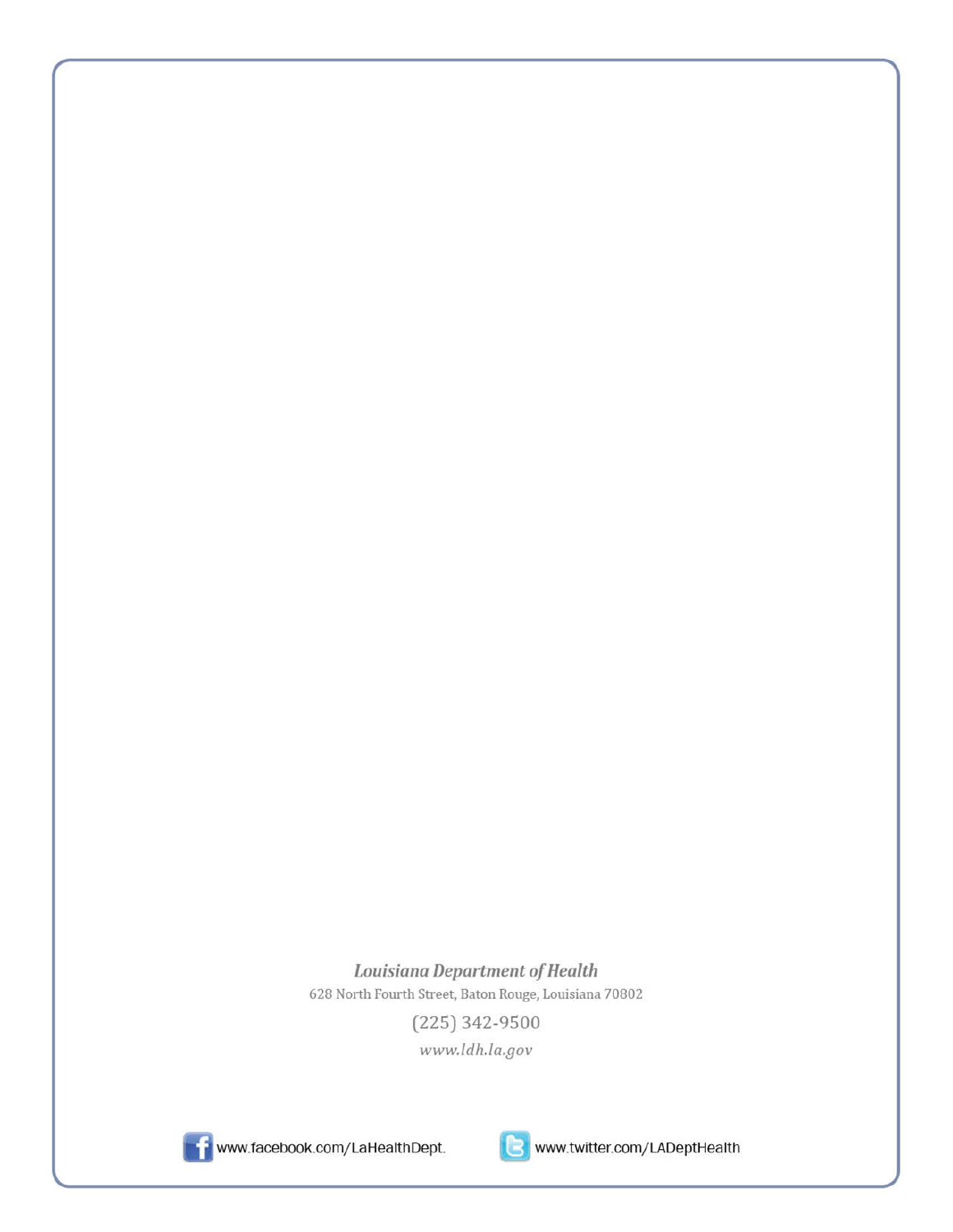*Louisiana Department of Health*

628 North Fourth Street, Baton Rouge, Louisiana 70802

(225) 342-9500

*www.ldh.la.gov*

www.facebook.com/LaHealthDept.

www.twitter.com/LADeptHealth